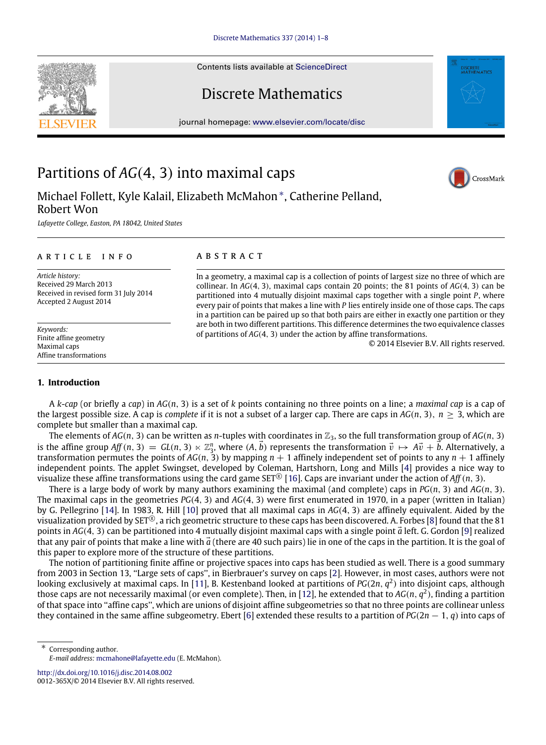# Partitions of $AG(4, 3)$ into maximal caps

Michael Follett, Kyle Kalail, Elizabeth McMahon *, Catherine Pelland, Robert Won

*Lafayette College, Easton, PA 18042, United States*

## ARTICLE INFO

*Article history:*
Received 29 March 2013
Received in revised form 31 July 2014
Accepted 2 August 2014

*Keywords:*
Finite affine geometry
Maximal caps
Affine transformations

## ABSTRACT

In a geometry, a maximal cap is a collection of points of largest size no three of which are collinear. In $AG(4, 3)$, maximal caps contain 20 points; the 81 points of $AG(4, 3)$ can be partitioned into 4 mutually disjoint maximal caps together with a single point $P$, where every pair of points that makes a line with $P$ lies entirely inside one of those caps. The caps in a partition can be paired up so that both pairs are either in exactly one partition or they are both in two different partitions. This difference determines the two equivalence classes of partitions of $AG(4, 3)$ under the action by affine transformations.

© 2014 Elsevier B.V. All rights reserved.

## 1. Introduction

A *k-cap* (or briefly a *cap*) in $AG(n, 3)$ is a set of $k$ points containing no three points on a line; a *maximal cap* is a cap of the largest possible size. A cap is *complete* if it is not a subset of a larger cap. There are caps in $AG(n, 3)$, $n \geq 3$, which are complete but smaller than a maximal cap.

The elements of $AG(n, 3)$ can be written as $n$-tuples with coordinates in $\mathbb{Z}_3$, so the full transformation group of $AG(n, 3)$ is the affine group $Aff(n, 3) = GL(n, 3) \ltimes \mathbb{Z}_3^n$, where $(A, \vec{b})$ represents the transformation $\vec{v} \mapsto A\vec{v} + \vec{b}$. Alternatively, a transformation permutes the points of $AG(n, 3)$ by mapping $n + 1$ affinely independent set of points to any $n + 1$ affinely independent points. The applet Swingset, developed by Coleman, Hartshorn, Long and Mills [4] provides a nice way to visualize these affine transformations using the card game SET® [16]. Caps are invariant under the action of $Aff(n, 3)$.

There is a large body of work by many authors examining the maximal (and complete) caps in $PG(n, 3)$ and $AG(n, 3)$. The maximal caps in the geometries $PG(4, 3)$ and $AG(4, 3)$ were first enumerated in 1970, in a paper (written in Italian) by G. Pellegrino [14]. In 1983, R. Hill [10] proved that all maximal caps in $AG(4, 3)$ are affinely equivalent. Aided by the visualization provided by SET®, a rich geometric structure to these caps has been discovered. A. Forbes [8] found that the 81 points in $AG(4, 3)$ can be partitioned into 4 mutually disjoint maximal caps with a single point $\vec{a}$ left. G. Gordon [9] realized that any pair of points that make a line with $\vec{a}$ (there are 40 such pairs) lie in one of the caps in the partition. It is the goal of this paper to explore more of the structure of these partitions.

The notion of partitioning finite affine or projective spaces into caps has been studied as well. There is a good summary from 2003 in Section 13, "Large sets of caps", in Bierbrauer's survey on caps [2]. However, in most cases, authors were not looking exclusively at maximal caps. In [11], B. Kestenband looked at partitions of $PG(2n, q^2)$ into disjoint caps, although those caps are not necessarily maximal (or even complete). Then, in [12], he extended that to $AG(n, q^2)$, finding a partition of that space into "affine caps", which are unions of disjoint affine subgeometries so that no three points are collinear unless they contained in the same affine subgeometry. Ebert [6] extended these results to a partition of $PG(2n - 1, q)$ into caps of

* Corresponding author.
*E-mail address:* mcmahone@lafayette.edu (E. McMahon).

http://dx.doi.org/10.1016/j.disc.2014.08.002
0012-365X/© 2014 Elsevier B.V. All rights reserved.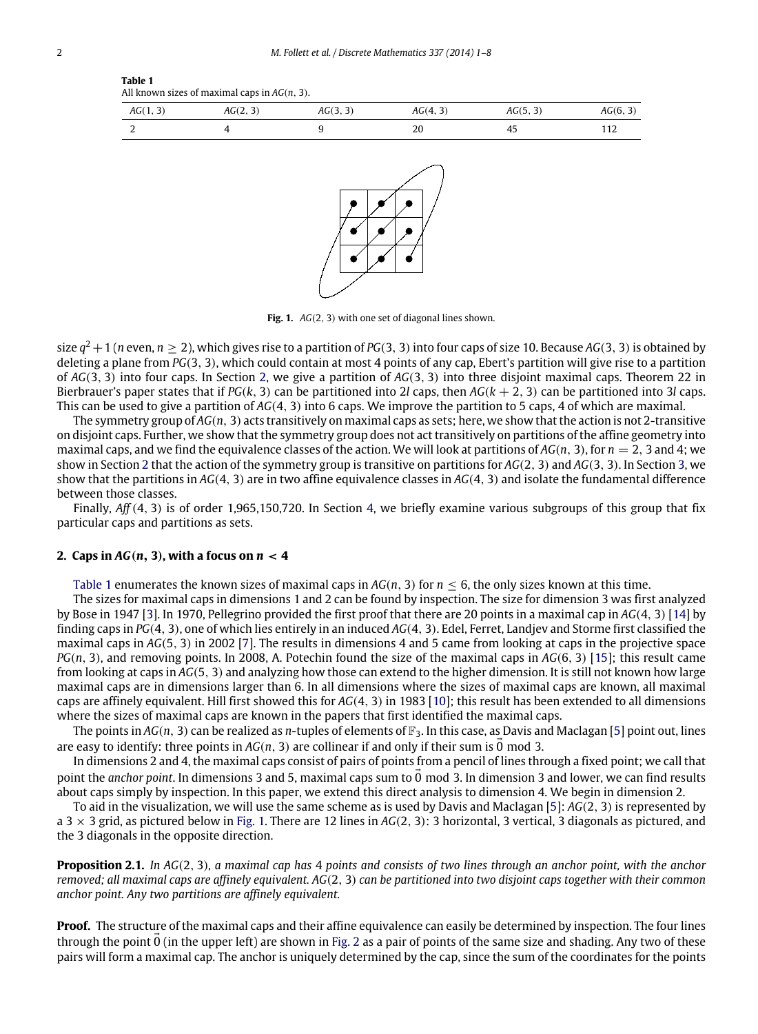**Table 1**
All known sizes of maximal caps in $AG(n, 3)$.

| $AG(1, 3)$ | $AG(2, 3)$ | $AG(3, 3)$ | $AG(4, 3)$ | $AG(5, 3)$ | $AG(6, 3)$ |
|---|---|---|---|---|---|
| 2 | 4 | 9 | 20 | 45 | 112 |

**Fig. 1.** $AG(2, 3)$ with one set of diagonal lines shown.

size $q^2 + 1$ ($n$ even, $n \geq 2$), which gives rise to a partition of $PG(3, 3)$ into four caps of size 10. Because $AG(3, 3)$ is obtained by deleting a plane from $PG(3, 3)$, which could contain at most 4 points of any cap, Ebert's partition will give rise to a partition of $AG(3, 3)$ into four caps. In Section 2, we give a partition of $AG(3, 3)$ into three disjoint maximal caps. Theorem 22 in Bierbrauer's paper states that if $PG(k, 3)$ can be partitioned into $2l$ caps, then $AG(k + 2, 3)$ can be partitioned into $3l$ caps. This can be used to give a partition of $AG(4, 3)$ into 6 caps. We improve the partition to 5 caps, 4 of which are maximal.

The symmetry group of $AG(n, 3)$ acts transitively on maximal caps as sets; here, we show that the action is not 2-transitive on disjoint caps. Further, we show that the symmetry group does not act transitively on partitions of the affine geometry into maximal caps, and we find the equivalence classes of the action. We will look at partitions of $AG(n, 3)$, for $n = 2$, 3 and 4; we show in Section 2 that the action of the symmetry group is transitive on partitions for $AG(2, 3)$ and $AG(3, 3)$. In Section 3, we show that the partitions in $AG(4, 3)$ are in two affine equivalence classes in $AG(4, 3)$ and isolate the fundamental difference between those classes.

Finally, $Aff(4, 3)$ is of order 1,965,150,720. In Section 4, we briefly examine various subgroups of this group that fix particular caps and partitions as sets.

## 2. Caps in $AG(n, 3)$, with a focus on $n < 4$

Table 1 enumerates the known sizes of maximal caps in $AG(n, 3)$ for $n \leq 6$, the only sizes known at this time.

The sizes for maximal caps in dimensions 1 and 2 can be found by inspection. The size for dimension 3 was first analyzed by Bose in 1947 [3]. In 1970, Pellegrino provided the first proof that there are 20 points in a maximal cap in $AG(4, 3)$ [14] by finding caps in $PG(4, 3)$, one of which lies entirely in an induced $AG(4, 3)$. Edel, Ferret, Landjev and Storme first classified the maximal caps in $AG(5, 3)$ in 2002 [7]. The results in dimensions 4 and 5 came from looking at caps in the projective space $PG(n, 3)$, and removing points. In 2008, A. Potechin found the size of the maximal caps in $AG(6, 3)$ [15]; this result came from looking at caps in $AG(5, 3)$ and analyzing how those can extend to the higher dimension. It is still not known how large maximal caps are in dimensions larger than 6. In all dimensions where the sizes of maximal caps are known, all maximal caps are affinely equivalent. Hill first showed this for $AG(4, 3)$ in 1983 [10]; this result has been extended to all dimensions where the sizes of maximal caps are known in the papers that first identified the maximal caps.

The points in $AG(n, 3)$ can be realized as $n$-tuples of elements of $\mathbb{F}_3$. In this case, as Davis and Maclagan [5] point out, lines are easy to identify: three points in $AG(n, 3)$ are collinear if and only if their sum is $\vec{0}$ mod 3.

In dimensions 2 and 4, the maximal caps consist of pairs of points from a pencil of lines through a fixed point; we call that point the *anchor point*. In dimensions 3 and 5, maximal caps sum to $\vec{0}$ mod 3. In dimension 3 and lower, we can find results about caps simply by inspection. In this paper, we extend this direct analysis to dimension 4. We begin in dimension 2.

To aid in the visualization, we will use the same scheme as is used by Davis and Maclagan [5]: $AG(2, 3)$ is represented by a $3 \times 3$ grid, as pictured below in Fig. 1. There are 12 lines in $AG(2, 3)$: 3 horizontal, 3 vertical, 3 diagonals as pictured, and the 3 diagonals in the opposite direction.

**Proposition 2.1.** *In $AG(2, 3)$, a maximal cap has 4 points and consists of two lines through an anchor point, with the anchor removed; all maximal caps are affinely equivalent. $AG(2, 3)$ can be partitioned into two disjoint caps together with their common anchor point. Any two partitions are affinely equivalent.*

**Proof.** The structure of the maximal caps and their affine equivalence can easily be determined by inspection. The four lines through the point $\vec{0}$ (in the upper left) are shown in Fig. 2 as a pair of points of the same size and shading. Any two of these pairs will form a maximal cap. The anchor is uniquely determined by the cap, since the sum of the coordinates for the points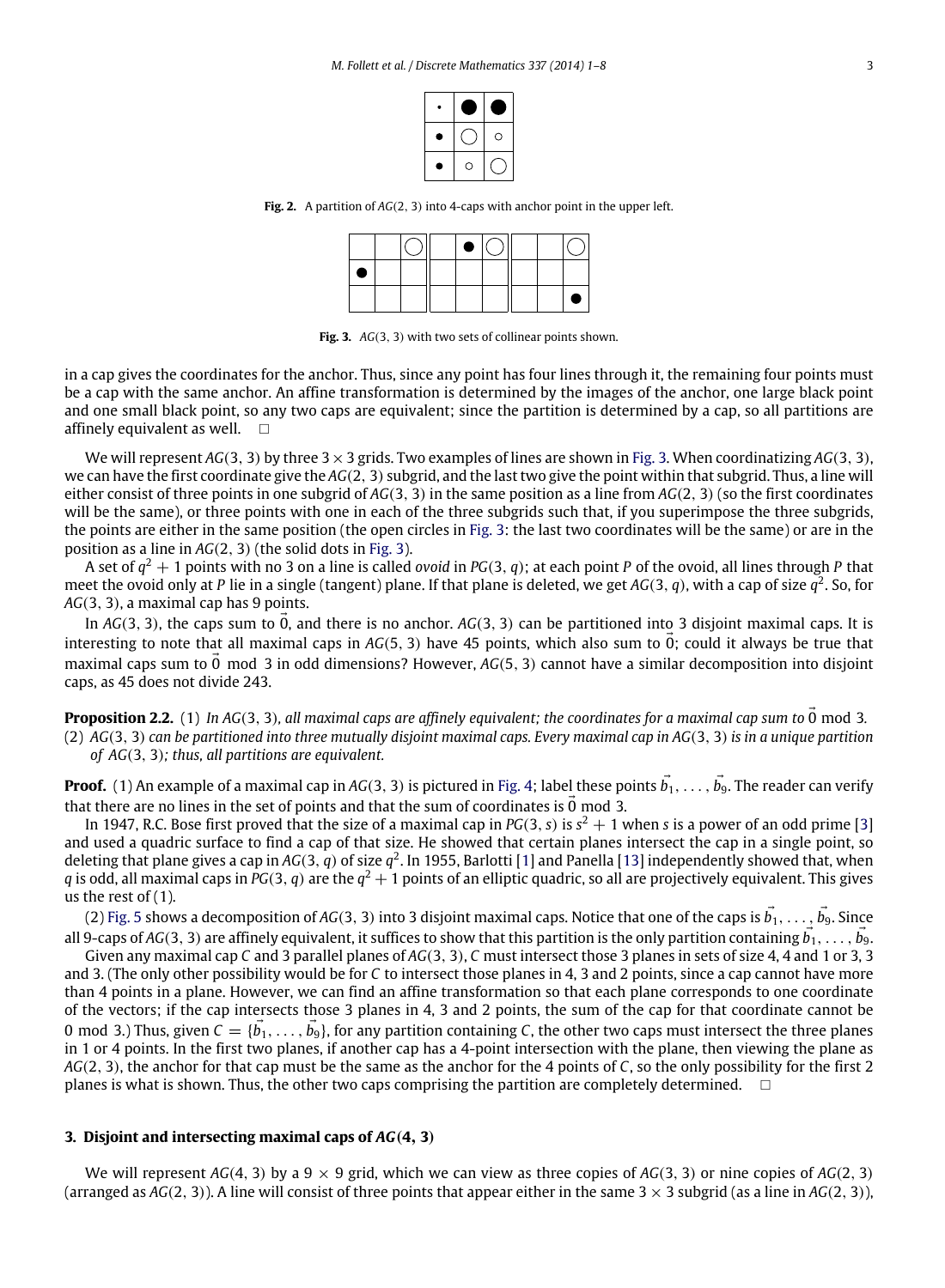Fig. 2. A partition of $AG(2, 3)$ into 4-caps with anchor point in the upper left.

Fig. 3. $AG(3, 3)$ with two sets of collinear points shown.

in a cap gives the coordinates for the anchor. Thus, since any point has four lines through it, the remaining four points must be a cap with the same anchor. An affine transformation is determined by the images of the anchor, one large black point and one small black point, so any two caps are equivalent; since the partition is determined by a cap, so all partitions are affinely equivalent as well. □

We will represent $AG(3, 3)$ by three $3 \times 3$ grids. Two examples of lines are shown in Fig. 3. When coordinatizing $AG(3, 3)$, we can have the first coordinate give the $AG(2, 3)$ subgrid, and the last two give the point within that subgrid. Thus, a line will either consist of three points in one subgrid of $AG(3, 3)$ in the same position as a line from $AG(2, 3)$ (so the first coordinates will be the same), or three points with one in each of the three subgrids such that, if you superimpose the three subgrids, the points are either in the same position (the open circles in Fig. 3: the last two coordinates will be the same) or are in the position as a line in $AG(2, 3)$ (the solid dots in Fig. 3).

A set of $q^2 + 1$ points with no 3 on a line is called *ovoid* in $PG(3, q)$; at each point $P$ of the ovoid, all lines through $P$ that meet the ovoid only at $P$ lie in a single (tangent) plane. If that plane is deleted, we get $AG(3, q)$, with a cap of size $q^2$. So, for $AG(3, 3)$, a maximal cap has 9 points.

In $AG(3, 3)$, the caps sum to $\vec{0}$, and there is no anchor. $AG(3, 3)$ can be partitioned into 3 disjoint maximal caps. It is interesting to note that all maximal caps in $AG(5, 3)$ have 45 points, which also sum to $\vec{0}$; could it always be true that maximal caps sum to $\vec{0} \mod 3$ in odd dimensions? However, $AG(5, 3)$ cannot have a similar decomposition into disjoint caps, as 45 does not divide 243.

**Proposition 2.2.** (1) *In $AG(3, 3)$, all maximal caps are affinely equivalent; the coordinates for a maximal cap sum to* $\vec{0} \mod 3$.
(2) *$AG(3, 3)$ can be partitioned into three mutually disjoint maximal caps. Every maximal cap in $AG(3, 3)$ is in a unique partition of $AG(3, 3)$; thus, all partitions are equivalent.*

**Proof.** (1) An example of a maximal cap in $AG(3, 3)$ is pictured in Fig. 4; label these points $\vec{b}_1, \ldots, \vec{b}_9$. The reader can verify that there are no lines in the set of points and that the sum of coordinates is $\vec{0} \mod 3$.

In 1947, R.C. Bose first proved that the size of a maximal cap in $PG(3, s)$ is $s^2 + 1$ when $s$ is a power of an odd prime [3] and used a quadric surface to find a cap of that size. He showed that certain planes intersect the cap in a single point, so deleting that plane gives a cap in $AG(3, q)$ of size $q^2$. In 1955, Barlotti [1] and Panella [13] independently showed that, when $q$ is odd, all maximal caps in $PG(3, q)$ are the $q^2 + 1$ points of an elliptic quadric, so all are projectively equivalent. This gives us the rest of (1).

(2) Fig. 5 shows a decomposition of $AG(3, 3)$ into 3 disjoint maximal caps. Notice that one of the caps is $\vec{b}_1, \ldots, \vec{b}_9$. Since all 9-caps of $AG(3, 3)$ are affinely equivalent, it suffices to show that this partition is the only partition containing $\vec{b}_1, \ldots, \vec{b}_9$.

Given any maximal cap $C$ and 3 parallel planes of $AG(3, 3)$, $C$ must intersect those 3 planes in sets of size 4, 4 and 1 or 3, 3 and 3. (The only other possibility would be for $C$ to intersect those planes in 4, 3 and 2 points, since a cap cannot have more than 4 points in a plane. However, we can find an affine transformation so that each plane corresponds to one coordinate of the vectors; if the cap intersects those 3 planes in 4, 3 and 2 points, the sum of the cap for that coordinate cannot be 0 mod 3.) Thus, given $C = \{\vec{b}_1, \ldots, \vec{b}_9\}$, for any partition containing $C$, the other two caps must intersect the three planes in 1 or 4 points. In the first two planes, if another cap has a 4-point intersection with the plane, then viewing the plane as $AG(2, 3)$, the anchor for that cap must be the same as the anchor for the 4 points of $C$, so the only possibility for the first 2 planes is what is shown. Thus, the other two caps comprising the partition are completely determined. □

## 3. Disjoint and intersecting maximal caps of $AG(4, 3)$

We will represent $AG(4, 3)$ by a $9 \times 9$ grid, which we can view as three copies of $AG(3, 3)$ or nine copies of $AG(2, 3)$ (arranged as $AG(2, 3)$). A line will consist of three points that appear either in the same $3 \times 3$ subgrid (as a line in $AG(2, 3)$),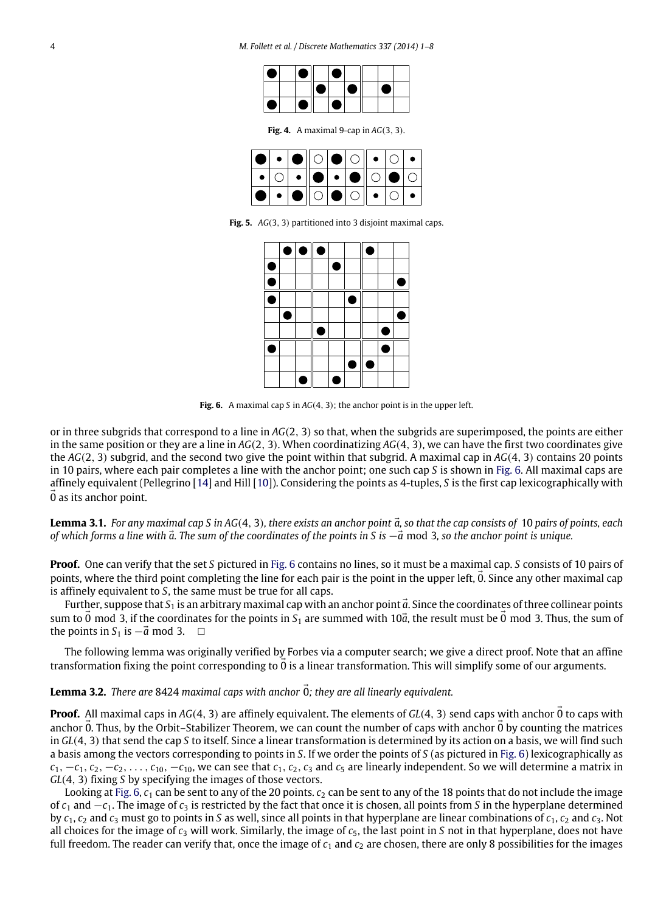**Fig. 4.** A maximal 9-cap in $AG(3, 3)$.

**Fig. 5.** $AG(3, 3)$ partitioned into 3 disjoint maximal caps.

**Fig. 6.** A maximal cap $S$ in $AG(4, 3)$; the anchor point is in the upper left.

or in three subgrids that correspond to a line in $AG(2, 3)$ so that, when the subgrids are superimposed, the points are either in the same position or they are a line in $AG(2, 3)$. When coordinatizing $AG(4, 3)$, we can have the first two coordinates give the $AG(2, 3)$ subgrid, and the second two give the point within that subgrid. A maximal cap in $AG(4, 3)$ contains 20 points in 10 pairs, where each pair completes a line with the anchor point; one such cap $S$ is shown in Fig. 6. All maximal caps are affinely equivalent (Pellegrino [14] and Hill [10]). Considering the points as 4-tuples, $S$ is the first cap lexicographically with $\vec{0}$ as its anchor point.

**Lemma 3.1.** *For any maximal cap $S$ in $AG(4, 3)$, there exists an anchor point $\vec{a}$, so that the cap consists of 10 pairs of points, each of which forms a line with $\vec{a}$. The sum of the coordinates of the points in $S$ is $-\vec{a}$ mod 3, so the anchor point is unique.*

**Proof.** One can verify that the set $S$ pictured in Fig. 6 contains no lines, so it must be a maximal cap. $S$ consists of 10 pairs of points, where the third point completing the line for each pair is the point in the upper left, $\vec{0}$. Since any other maximal cap is affinely equivalent to $S$, the same must be true for all caps.

Further, suppose that $S_1$ is an arbitrary maximal cap with an anchor point $\vec{a}$. Since the coordinates of three collinear points sum to $\vec{0}$ mod 3, if the coordinates for the points in $S_1$ are summed with $10\vec{a}$, the result must be $\vec{0}$ mod 3. Thus, the sum of the points in $S_1$ is $-\vec{a}$ mod 3. $\square$

The following lemma was originally verified by Forbes via a computer search; we give a direct proof. Note that an affine transformation fixing the point corresponding to $\vec{0}$ is a linear transformation. This will simplify some of our arguments.

**Lemma 3.2.** *There are 8424 maximal caps with anchor $\vec{0}$; they are all linearly equivalent.*

**Proof.** All maximal caps in $AG(4, 3)$ are affinely equivalent. The elements of $GL(4, 3)$ send caps with anchor $\vec{0}$ to caps with anchor $\vec{0}$. Thus, by the Orbit–Stabilizer Theorem, we can count the number of caps with anchor $\vec{0}$ by counting the matrices in $GL(4, 3)$ that send the cap $S$ to itself. Since a linear transformation is determined by its action on a basis, we will find such a basis among the vectors corresponding to points in $S$. If we order the points of $S$ (as pictured in Fig. 6) lexicographically as $c_1, -c_1, c_2, -c_2, \ldots, c_{10}, -c_{10}$, we can see that $c_1$, $c_2$, $c_3$ and $c_5$ are linearly independent. So we will determine a matrix in $GL(4, 3)$ fixing $S$ by specifying the images of those vectors.

Looking at Fig. 6, $c_1$ can be sent to any of the 20 points. $c_2$ can be sent to any of the 18 points that do not include the image of $c_1$ and $-c_1$. The image of $c_3$ is restricted by the fact that once it is chosen, all points from $S$ in the hyperplane determined by $c_1$, $c_2$ and $c_3$ must go to points in $S$ as well, since all points in that hyperplane are linear combinations of $c_1$, $c_2$ and $c_3$. Not all choices for the image of $c_3$ will work. Similarly, the image of $c_5$, the last point in $S$ not in that hyperplane, does not have full freedom. The reader can verify that, once the image of $c_1$ and $c_2$ are chosen, there are only 8 possibilities for the images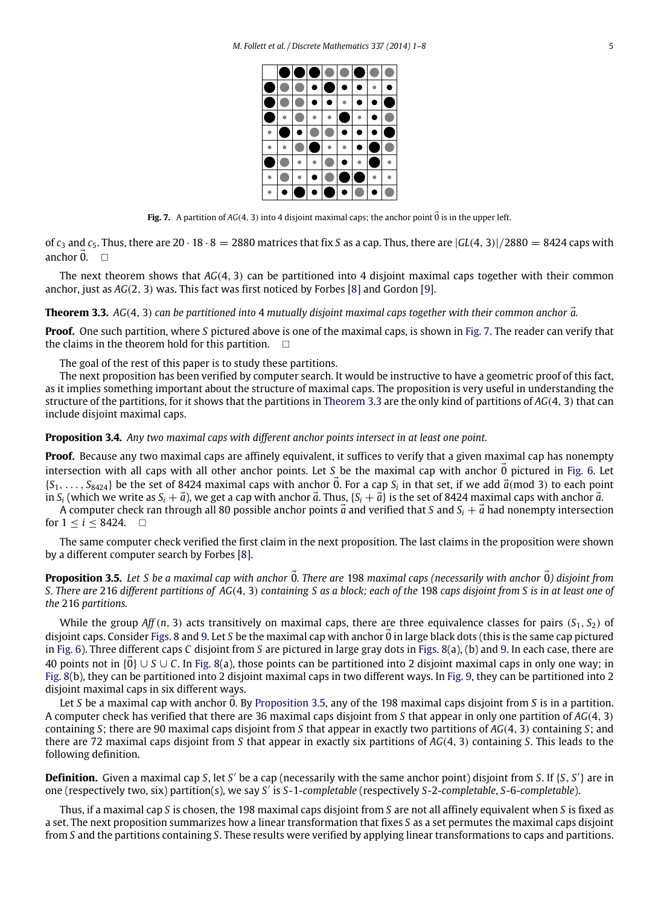Fig. 7. A partition of $AG(4, 3)$ into 4 disjoint maximal caps; the anchor point $\vec{0}$ is in the upper left.

of $c_3$ and $c_5$. Thus, there are $20 \cdot 18 \cdot 8 = 2880$ matrices that fix $S$ as a cap. Thus, there are $|GL(4, 3)|/2880 = 8424$ caps with anchor $\vec{0}$. □

The next theorem shows that $AG(4, 3)$ can be partitioned into 4 disjoint maximal caps together with their common anchor, just as $AG(2, 3)$ was. This fact was first noticed by Forbes [8] and Gordon [9].

**Theorem 3.3.** *$AG(4, 3)$ can be partitioned into 4 mutually disjoint maximal caps together with their common anchor $\vec{a}$.*

**Proof.** One such partition, where $S$ pictured above is one of the maximal caps, is shown in Fig. 7. The reader can verify that the claims in the theorem hold for this partition. □

The goal of the rest of this paper is to study these partitions.

The next proposition has been verified by computer search. It would be instructive to have a geometric proof of this fact, as it implies something important about the structure of maximal caps. The proposition is very useful in understanding the structure of the partitions, for it shows that the partitions in Theorem 3.3 are the only kind of partitions of $AG(4, 3)$ that can include disjoint maximal caps.

**Proposition 3.4.** *Any two maximal caps with different anchor points intersect in at least one point.*

**Proof.** Because any two maximal caps are affinely equivalent, it suffices to verify that a given maximal cap has nonempty intersection with all caps with all other anchor points. Let $S$ be the maximal cap with anchor $\vec{0}$ pictured in Fig. 6. Let $\{S_1, \ldots, S_{8424}\}$ be the set of 8424 maximal caps with anchor $\vec{0}$. For a cap $S_i$ in that set, if we add $\vec{a}(\text{mod } 3)$ to each point in $S_i$ (which we write as $S_i + \vec{a}$), we get a cap with anchor $\vec{a}$. Thus, $\{S_i + \vec{a}\}$ is the set of 8424 maximal caps with anchor $\vec{a}$.

A computer check ran through all 80 possible anchor points $\vec{a}$ and verified that $S$ and $S_i + \vec{a}$ had nonempty intersection for $1 \leq i \leq 8424$. □

The same computer check verified the first claim in the next proposition. The last claims in the proposition were shown by a different computer search by Forbes [8].

**Proposition 3.5.** *Let $S$ be a maximal cap with anchor $\vec{0}$. There are 198 maximal caps (necessarily with anchor $\vec{0}$) disjoint from $S$. There are 216 different partitions of $AG(4, 3)$ containing $S$ as a block; each of the 198 caps disjoint from $S$ is in at least one of the 216 partitions.*

While the group $Aff(n, 3)$ acts transitively on maximal caps, there are three equivalence classes for pairs $(S_1, S_2)$ of disjoint caps. Consider Figs. 8 and 9. Let $S$ be the maximal cap with anchor $\vec{0}$ in large black dots (this is the same cap pictured in Fig. 6). Three different caps $C$ disjoint from $S$ are pictured in large gray dots in Figs. 8(a), (b) and 9. In each case, there are 40 points not in $\{\vec{0}\} \cup S \cup C$. In Fig. 8(a), those points can be partitioned into 2 disjoint maximal caps in only one way; in Fig. 8(b), they can be partitioned into 2 disjoint maximal caps in two different ways. In Fig. 9, they can be partitioned into 2 disjoint maximal caps in six different ways.

Let $S$ be a maximal cap with anchor $\vec{0}$. By Proposition 3.5, any of the 198 maximal caps disjoint from $S$ is in a partition. A computer check has verified that there are 36 maximal caps disjoint from $S$ that appear in only one partition of $AG(4, 3)$ containing $S$; there are 90 maximal caps disjoint from $S$ that appear in exactly two partitions of $AG(4, 3)$ containing $S$; and there are 72 maximal caps disjoint from $S$ that appear in exactly six partitions of $AG(4, 3)$ containing $S$. This leads to the following definition.

**Definition.** Given a maximal cap $S$, let $S'$ be a cap (necessarily with the same anchor point) disjoint from $S$. If $\{S, S'\}$ are in one (respectively two, six) partition(s), we say $S'$ is *$S$-1-completable* (respectively *$S$-2-completable*, *$S$-6-completable*).

Thus, if a maximal cap $S$ is chosen, the 198 maximal caps disjoint from $S$ are not all affinely equivalent when $S$ is fixed as a set. The next proposition summarizes how a linear transformation that fixes $S$ as a set permutes the maximal caps disjoint from $S$ and the partitions containing $S$. These results were verified by applying linear transformations to caps and partitions.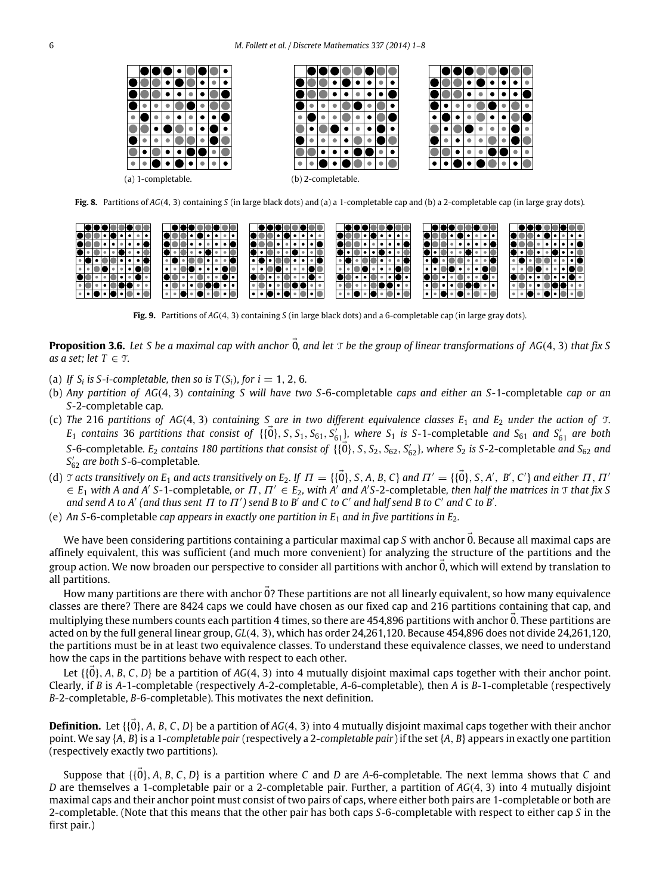(a) 1-completable. (b) 2-completable.

**Fig. 8.** Partitions of $AG(4, 3)$ containing $S$ (in large black dots) and (a) a 1-completable cap and (b) a 2-completable cap (in large gray dots).

**Fig. 9.** Partitions of $AG(4, 3)$ containing $S$ (in large black dots) and a 6-completable cap (in large gray dots).

**Proposition 3.6.** *Let $S$ be a maximal cap with anchor $\vec{0}$, and let $\mathcal{T}$ be the group of linear transformations of $AG(4, 3)$ that fix $S$ as a set; let $T \in \mathcal{T}$.*

(a) *If $S_i$ is $S$-$i$-completable, then so is $T(S_i)$, for $i = 1, 2, 6$.*

(b) *Any partition of $AG(4, 3)$ containing $S$ will have two $S$-6-completable caps and either an $S$-1-completable cap or an $S$-2-completable cap.*

(c) *The 216 partitions of $AG(4, 3)$ containing $S$ are in two different equivalence classes $E_1$ and $E_2$ under the action of $\mathcal{T}$. $E_1$ contains 36 partitions that consist of $\{\{\vec{0}\}, S, S_1, S_{61}, S_{61}'\}$, where $S_1$ is $S$-1-completable and $S_{61}$ and $S_{61}'$ are both $S$-6-completable. $E_2$ contains 180 partitions that consist of $\{\{\vec{0}\}, S, S_2, S_{62}, S_{62}'\}$, where $S_2$ is $S$-2-completable and $S_{62}$ and $S_{62}'$ are both $S$-6-completable.*

(d) *$\mathcal{T}$ acts transitively on $E_1$ and acts transitively on $E_2$. If $\Pi = \{\{\vec{0}\}, S, A, B, C\}$ and $\Pi' = \{\{\vec{0}\}, S, A', B', C'\}$ and either $\Pi, \Pi' \in E_1$ with $A$ and $A'$ $S$-1-completable, or $\Pi, \Pi' \in E_2$, with $A'$ and $A'S$-2-completable, then half the matrices in $\mathcal{T}$ that fix $S$ and send $A$ to $A'$ (and thus sent $\Pi$ to $\Pi'$) send $B$ to $B'$ and $C$ to $C'$ and half send $B$ to $C'$ and $C$ to $B'$.*

(e) *An $S$-6-completable cap appears in exactly one partition in $E_1$ and in five partitions in $E_2$.*

We have been considering partitions containing a particular maximal cap $S$ with anchor $\vec{0}$. Because all maximal caps are affinely equivalent, this was sufficient (and much more convenient) for analyzing the structure of the partitions and the group action. We now broaden our perspective to consider all partitions with anchor $\vec{0}$, which will extend by translation to all partitions.

How many partitions are there with anchor $\vec{0}$? These partitions are not all linearly equivalent, so how many equivalence classes are there? There are 8424 caps we could have chosen as our fixed cap and 216 partitions containing that cap, and multiplying these numbers counts each partition 4 times, so there are 454,896 partitions with anchor $\vec{0}$. These partitions are acted on by the full general linear group, $GL(4, 3)$, which has order 24,261,120. Because 454,896 does not divide 24,261,120, the partitions must be in at least two equivalence classes. To understand these equivalence classes, we need to understand how the caps in the partitions behave with respect to each other.

Let $\{\{\vec{0}\}, A, B, C, D\}$ be a partition of $AG(4, 3)$ into 4 mutually disjoint maximal caps together with their anchor point. Clearly, if $B$ is $A$-1-completable (respectively $A$-2-completable, $A$-6-completable), then $A$ is $B$-1-completable (respectively $B$-2-completable, $B$-6-completable). This motivates the next definition.

**Definition.** Let $\{\{\vec{0}\}, A, B, C, D\}$ be a partition of $AG(4, 3)$ into 4 mutually disjoint maximal caps together with their anchor point. We say $\{A, B\}$ is a 1-*completable pair* (respectively a 2-*completable pair*) if the set $\{A, B\}$ appears in exactly one partition (respectively exactly two partitions).

Suppose that $\{\{\vec{0}\}, A, B, C, D\}$ is a partition where $C$ and $D$ are $A$-6-completable. The next lemma shows that $C$ and $D$ are themselves a 1-completable pair or a 2-completable pair. Further, a partition of $AG(4, 3)$ into 4 mutually disjoint maximal caps and their anchor point must consist of two pairs of caps, where either both pairs are 1-completable or both are 2-completable. (Note that this means that the other pair has both caps $S$-6-completable with respect to either cap $S$ in the first pair.)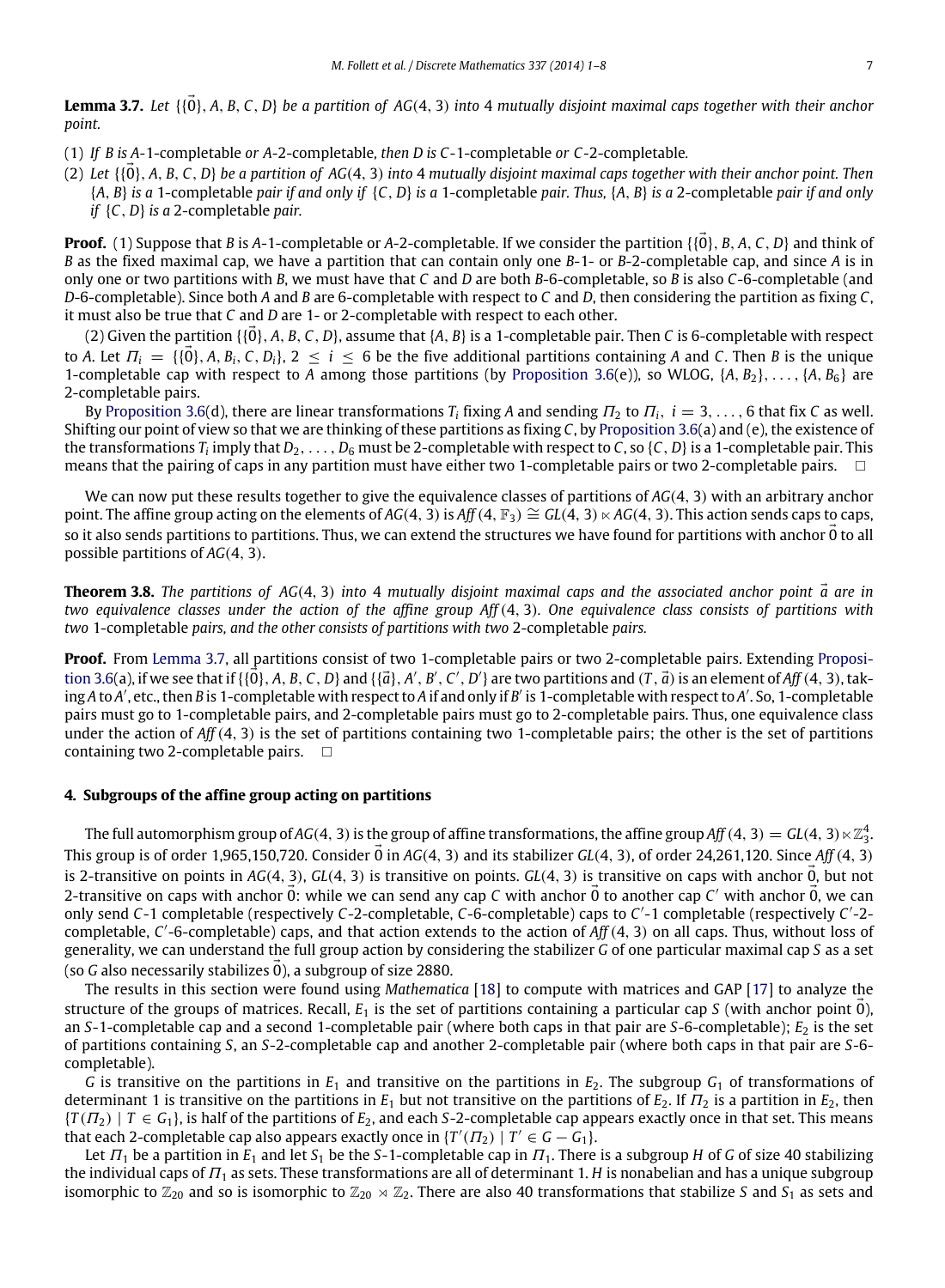**Lemma 3.7.** *Let* $\{\{\vec{0}\}, A, B, C, D\}$ *be a partition of* $AG(4, 3)$ *into 4 mutually disjoint maximal caps together with their anchor point.*

(1) *If* $B$ *is* $A$-1-completable *or* $A$-2-completable*, then* $D$ *is* $C$-1-completable *or* $C$-2-completable*.*

(2) *Let* $\{\{\vec{0}\}, A, B, C, D\}$ *be a partition of* $AG(4, 3)$ *into 4 mutually disjoint maximal caps together with their anchor point. Then* $\{A, B\}$ *is a* 1-completable *pair if and only if* $\{C, D\}$ *is a* 1-completable *pair. Thus,* $\{A, B\}$ *is a* 2-completable *pair if and only if* $\{C, D\}$ *is a* 2-completable *pair.*

**Proof.** (1) Suppose that $B$ is $A$-1-completable or $A$-2-completable. If we consider the partition $\{\{\vec{0}\}, B, A, C, D\}$ and think of $B$ as the fixed maximal cap, we have a partition that can contain only one $B$-1- or $B$-2-completable cap, and since $A$ is in only one or two partitions with $B$, we must have that $C$ and $D$ are both $B$-6-completable, so $B$ is also $C$-6-completable (and $D$-6-completable). Since both $A$ and $B$ are 6-completable with respect to $C$ and $D$, then considering the partition as fixing $C$, it must also be true that $C$ and $D$ are 1- or 2-completable with respect to each other.

(2) Given the partition $\{\{\vec{0}\}, A, B, C, D\}$, assume that $\{A, B\}$ is a 1-completable pair. Then $C$ is 6-completable with respect to $A$. Let $\Pi_i = \{\{\vec{0}\}, A, B_i, C, D_i\}$, $2 \le i \le 6$ be the five additional partitions containing $A$ and $C$. Then $B$ is the unique 1-completable cap with respect to $A$ among those partitions (by Proposition 3.6(e)), so WLOG, $\{A, B_2\}, \ldots, \{A, B_6\}$ are 2-completable pairs.

By Proposition 3.6(d), there are linear transformations $T_i$ fixing $A$ and sending $\Pi_2$ to $\Pi_i$, $i = 3, \ldots, 6$ that fix $C$ as well. Shifting our point of view so that we are thinking of these partitions as fixing $C$, by Proposition 3.6(a) and (e), the existence of the transformations $T_i$ imply that $D_2, \ldots, D_6$ must be 2-completable with respect to $C$, so $\{C, D\}$ is a 1-completable pair. This means that the pairing of caps in any partition must have either two 1-completable pairs or two 2-completable pairs. $\square$

We can now put these results together to give the equivalence classes of partitions of $AG(4, 3)$ with an arbitrary anchor point. The affine group acting on the elements of $AG(4, 3)$ is $Aff(4, \mathbb{F}_3) \cong GL(4, 3) \ltimes AG(4, 3)$. This action sends caps to caps, so it also sends partitions to partitions. Thus, we can extend the structures we have found for partitions with anchor $\vec{0}$ to all possible partitions of $AG(4, 3)$.

**Theorem 3.8.** *The partitions of* $AG(4, 3)$ *into 4 mutually disjoint maximal caps and the associated anchor point* $\vec{a}$ *are in two equivalence classes under the action of the affine group* $Aff(4, 3)$*. One equivalence class consists of partitions with two* 1-completable *pairs, and the other consists of partitions with two* 2-completable *pairs.*

**Proof.** From Lemma 3.7, all partitions consist of two 1-completable pairs or two 2-completable pairs. Extending Proposition 3.6(a), if we see that if $\{\{\vec{0}\}, A, B, C, D\}$ and $\{\{\vec{a}\}, A', B', C', D'\}$ are two partitions and $(T, \vec{a})$ is an element of $Aff(4, 3)$, taking $A$ to $A'$, etc., then $B$ is 1-completable with respect to $A$ if and only if $B'$ is 1-completable with respect to $A'$. So, 1-completable pairs must go to 1-completable pairs, and 2-completable pairs must go to 2-completable pairs. Thus, one equivalence class under the action of $Aff(4, 3)$ is the set of partitions containing two 1-completable pairs; the other is the set of partitions containing two 2-completable pairs. $\square$

## 4. Subgroups of the affine group acting on partitions

The full automorphism group of $AG(4, 3)$ is the group of affine transformations, the affine group $Aff(4, 3) = GL(4, 3) \ltimes \mathbb{Z}_3^4$. This group is of order 1,965,150,720. Consider $\vec{0}$ in $AG(4, 3)$ and its stabilizer $GL(4, 3)$, of order 24,261,120. Since $Aff(4, 3)$ is 2-transitive on points in $AG(4, 3)$, $GL(4, 3)$ is transitive on points. $GL(4, 3)$ is transitive on caps with anchor $\vec{0}$, but not 2-transitive on caps with anchor $\vec{0}$: while we can send any cap $C$ with anchor $\vec{0}$ to another cap $C'$ with anchor $\vec{0}$, we can only send $C$-1 completable (respectively $C$-2-completable, $C$-6-completable) caps to $C'$-1 completable (respectively $C'$-2-completable, $C'$-6-completable) caps, and that action extends to the action of $Aff(4, 3)$ on all caps. Thus, without loss of generality, we can understand the full group action by considering the stabilizer $G$ of one particular maximal cap $S$ as a set (so $G$ also necessarily stabilizes $\vec{0}$), a subgroup of size 2880.

The results in this section were found using *Mathematica* [18] to compute with matrices and GAP [17] to analyze the structure of the groups of matrices. Recall, $E_1$ is the set of partitions containing a particular cap $S$ (with anchor point $\vec{0}$), an $S$-1-completable cap and a second 1-completable pair (where both caps in that pair are $S$-6-completable); $E_2$ is the set of partitions containing $S$, an $S$-2-completable cap and another 2-completable pair (where both caps in that pair are $S$-6-completable).

$G$ is transitive on the partitions in $E_1$ and transitive on the partitions in $E_2$. The subgroup $G_1$ of transformations of determinant 1 is transitive on the partitions in $E_1$ but not transitive on the partitions of $E_2$. If $\Pi_2$ is a partition in $E_2$, then $\{T(\Pi_2) \mid T \in G_1\}$, is half of the partitions of $E_2$, and each $S$-2-completable cap appears exactly once in that set. This means that each 2-completable cap also appears exactly once in $\{T'(\Pi_2) \mid T' \in G - G_1\}$.

Let $\Pi_1$ be a partition in $E_1$ and let $S_1$ be the $S$-1-completable cap in $\Pi_1$. There is a subgroup $H$ of $G$ of size 40 stabilizing the individual caps of $\Pi_1$ as sets. These transformations are all of determinant 1. $H$ is nonabelian and has a unique subgroup isomorphic to $\mathbb{Z}_{20}$ and so is isomorphic to $\mathbb{Z}_{20} \rtimes \mathbb{Z}_2$. There are also 40 transformations that stabilize $S$ and $S_1$ as sets and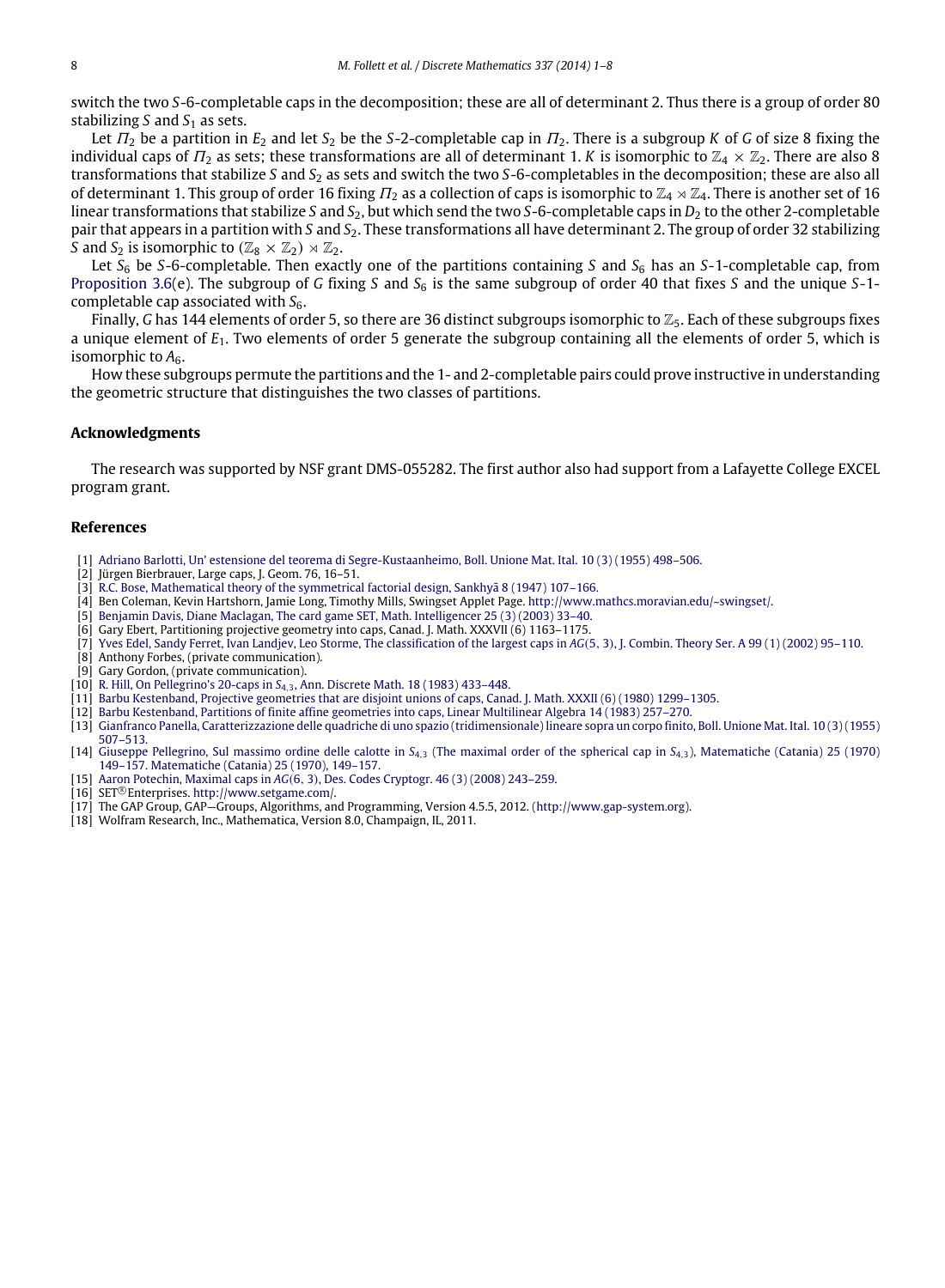switch the two $S$-6-completable caps in the decomposition; these are all of determinant 2. Thus there is a group of order 80 stabilizing $S$ and $S_1$ as sets.

Let $\Pi_2$ be a partition in $E_2$ and let $S_2$ be the $S$-2-completable cap in $\Pi_2$. There is a subgroup $K$ of $G$ of size 8 fixing the individual caps of $\Pi_2$ as sets; these transformations are all of determinant 1. $K$ is isomorphic to $\mathbb{Z}_4 \times \mathbb{Z}_2$. There are also 8 transformations that stabilize $S$ and $S_2$ as sets and switch the two $S$-6-completables in the decomposition; these are also all of determinant 1. This group of order 16 fixing $\Pi_2$ as a collection of caps is isomorphic to $\mathbb{Z}_4 \rtimes \mathbb{Z}_4$. There is another set of 16 linear transformations that stabilize $S$ and $S_2$, but which send the two $S$-6-completable caps in $D_2$ to the other 2-completable pair that appears in a partition with $S$ and $S_2$. These transformations all have determinant 2. The group of order 32 stabilizing $S$ and $S_2$ is isomorphic to $(\mathbb{Z}_8 \times \mathbb{Z}_2) \rtimes \mathbb{Z}_2$.

Let $S_6$ be $S$-6-completable. Then exactly one of the partitions containing $S$ and $S_6$ has an $S$-1-completable cap, from Proposition 3.6(e). The subgroup of $G$ fixing $S$ and $S_6$ is the same subgroup of order 40 that fixes $S$ and the unique $S$-1-completable cap associated with $S_6$.

Finally, $G$ has 144 elements of order 5, so there are 36 distinct subgroups isomorphic to $\mathbb{Z}_5$. Each of these subgroups fixes a unique element of $E_1$. Two elements of order 5 generate the subgroup containing all the elements of order 5, which is isomorphic to $A_6$.

How these subgroups permute the partitions and the 1- and 2-completable pairs could prove instructive in understanding the geometric structure that distinguishes the two classes of partitions.

## Acknowledgments

The research was supported by NSF grant DMS-055282. The first author also had support from a Lafayette College EXCEL program grant.

## References

[1] Adriano Barlotti, Un' estensione del teorema di Segre-Kustaanheimo, Boll. Unione Mat. Ital. 10 (3) (1955) 498–506.
[2] Jürgen Bierbrauer, Large caps, J. Geom. 76, 16–51.
[3] R.C. Bose, Mathematical theory of the symmetrical factorial design, Sankhyā 8 (1947) 107–166.
[4] Ben Coleman, Kevin Hartshorn, Jamie Long, Timothy Mills, Swingset Applet Page. http://www.mathcs.moravian.edu/~swingset/.
[5] Benjamin Davis, Diane Maclagan, The card game SET, Math. Intelligencer 25 (3) (2003) 33–40.
[6] Gary Ebert, Partitioning projective geometry into caps, Canad. J. Math. XXXVII (6) 1163–1175.
[7] Yves Edel, Sandy Ferret, Ivan Landjev, Leo Storme, The classification of the largest caps in $AG(5, 3)$, J. Combin. Theory Ser. A 99 (1) (2002) 95–110.
[8] Anthony Forbes, (private communication).
[9] Gary Gordon, (private communication).
[10] R. Hill, On Pellegrino's 20-caps in $S_{4,3}$, Ann. Discrete Math. 18 (1983) 433–448.
[11] Barbu Kestenband, Projective geometries that are disjoint unions of caps, Canad. J. Math. XXXII (6) (1980) 1299–1305.
[12] Barbu Kestenband, Partitions of finite affine geometries into caps, Linear Multilinear Algebra 14 (1983) 257–270.
[13] Gianfranco Panella, Caratterizzazione delle quadriche di uno spazio (tridimensionale) lineare sopra un corpo finito, Boll. Unione Mat. Ital. 10 (3) (1955) 507–513.
[14] Giuseppe Pellegrino, Sul massimo ordine delle calotte in $S_{4,3}$ (The maximal order of the spherical cap in $S_{4,3}$), Matematiche (Catania) 25 (1970) 149–157. Matematiche (Catania) 25 (1970), 149–157.
[15] Aaron Potechin, Maximal caps in $AG(6, 3)$, Des. Codes Cryptogr. 46 (3) (2008) 243–259.
[16] SET®Enterprises. http://www.setgame.com/.
[17] The GAP Group, GAP—Groups, Algorithms, and Programming, Version 4.5.5, 2012. (http://www.gap-system.org).
[18] Wolfram Research, Inc., Mathematica, Version 8.0, Champaign, IL, 2011.